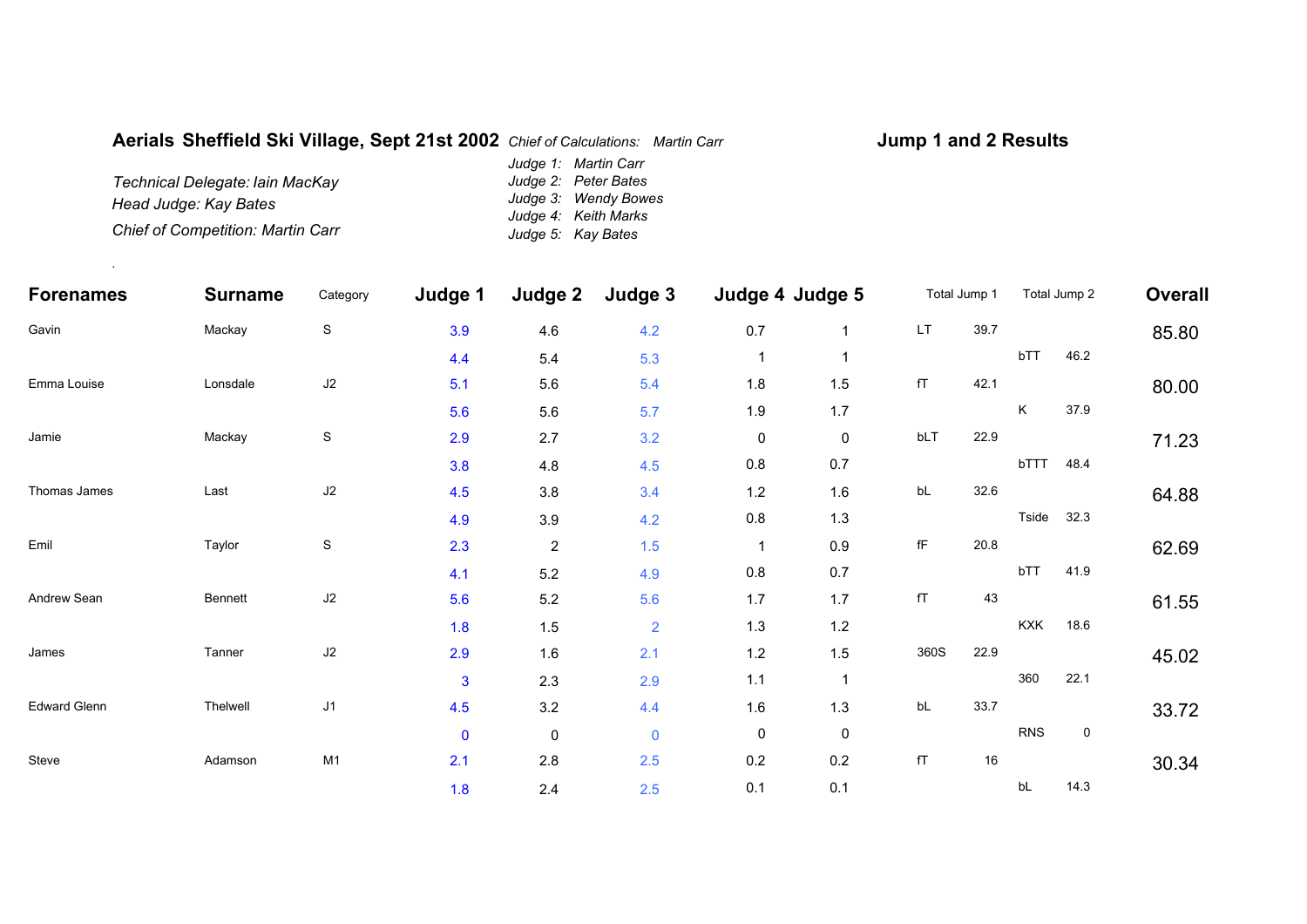**Aerials Sheffield Ski Village, Sept 21st 2002** *Chief of Calculations: Martin Carr*

**Jump 1 and 2 Results**

*Judge 1: Martin Carr*
*Judge 2: Peter Bates*
*Judge 3: Wendy Bowes*
*Judge 4: Keith Marks*
*Judge 5: Kay Bates*

*Technical Delegate: Iain MacKay*
*Head Judge: Kay Bates*
*Chief of Competition: Martin Carr*

.

| Forenames | Surname | Category | Judge 1 | Judge 2 | Judge 3 | Judge 4 | Judge 5 | Total Jump 1 | | Total Jump 2 | | Overall |
|---|---|---|---|---|---|---|---|---|---|---|---|---|
| Gavin | Mackay | S | 3.9 | 4.6 | 4.2 | 0.7 | 1 | LT | 39.7 | | | 85.80 |
| | | | 4.4 | 5.4 | 5.3 | 1 | 1 | | | bTT | 46.2 | |
| Emma Louise | Lonsdale | J2 | 5.1 | 5.6 | 5.4 | 1.8 | 1.5 | fT | 42.1 | | | 80.00 |
| | | | 5.6 | 5.6 | 5.7 | 1.9 | 1.7 | | | K | 37.9 | |
| Jamie | Mackay | S | 2.9 | 2.7 | 3.2 | 0 | 0 | bLT | 22.9 | | | 71.23 |
| | | | 3.8 | 4.8 | 4.5 | 0.8 | 0.7 | | | bTTT | 48.4 | |
| Thomas James | Last | J2 | 4.5 | 3.8 | 3.4 | 1.2 | 1.6 | bL | 32.6 | | | 64.88 |
| | | | 4.9 | 3.9 | 4.2 | 0.8 | 1.3 | | | Tside | 32.3 | |
| Emil | Taylor | S | 2.3 | 2 | 1.5 | 1 | 0.9 | fF | 20.8 | | | 62.69 |
| | | | 4.1 | 5.2 | 4.9 | 0.8 | 0.7 | | | bTT | 41.9 | |
| Andrew Sean | Bennett | J2 | 5.6 | 5.2 | 5.6 | 1.7 | 1.7 | fT | 43 | | | 61.55 |
| | | | 1.8 | 1.5 | 2 | 1.3 | 1.2 | | | KXK | 18.6 | |
| James | Tanner | J2 | 2.9 | 1.6 | 2.1 | 1.2 | 1.5 | 360S | 22.9 | | | 45.02 |
| | | | 3 | 2.3 | 2.9 | 1.1 | 1 | | | 360 | 22.1 | |
| Edward Glenn | Thelwell | J1 | 4.5 | 3.2 | 4.4 | 1.6 | 1.3 | bL | 33.7 | | | 33.72 |
| | | | 0 | 0 | 0 | 0 | 0 | | | RNS | 0 | |
| Steve | Adamson | M1 | 2.1 | 2.8 | 2.5 | 0.2 | 0.2 | fT | 16 | | | 30.34 |
| | | | 1.8 | 2.4 | 2.5 | 0.1 | 0.1 | | | bL | 14.3 | |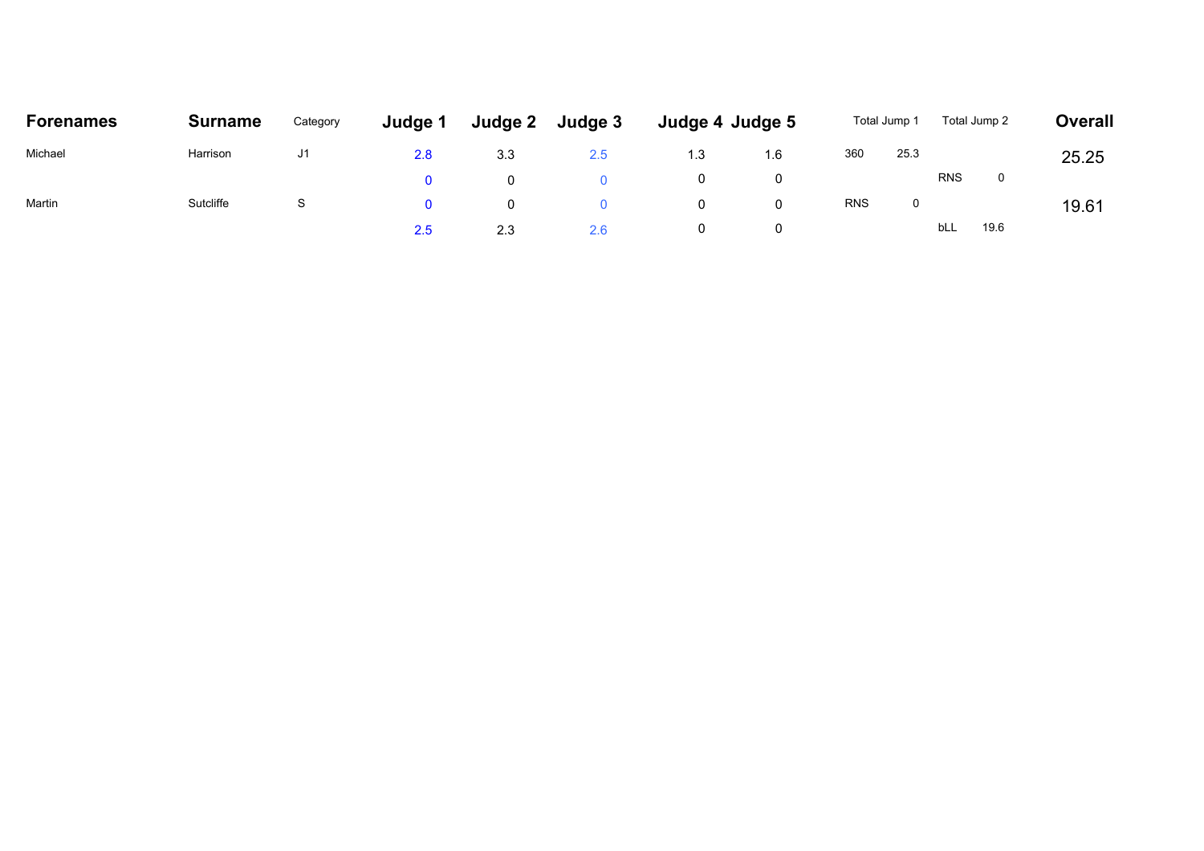| Forenames | Surname | Category | Judge 1 | Judge 2 | Judge 3 | Judge 4 | Judge 5 | Total Jump 1 | | Total Jump 2 | | Overall |
|---|---|---|---|---|---|---|---|---|---|---|---|---|
| Michael | Harrison | J1 | 2.8 | 3.3 | 2.5 | 1.3 | 1.6 | 360 | 25.3 | | | 25.25 |
| | | | 0 | 0 | 0 | 0 | 0 | | | RNS | 0 | |
| Martin | Sutcliffe | S | 0 | 0 | 0 | 0 | 0 | RNS | 0 | | | 19.61 |
| | | | 2.5 | 2.3 | 2.6 | 0 | 0 | | | bLL | 19.6 | |